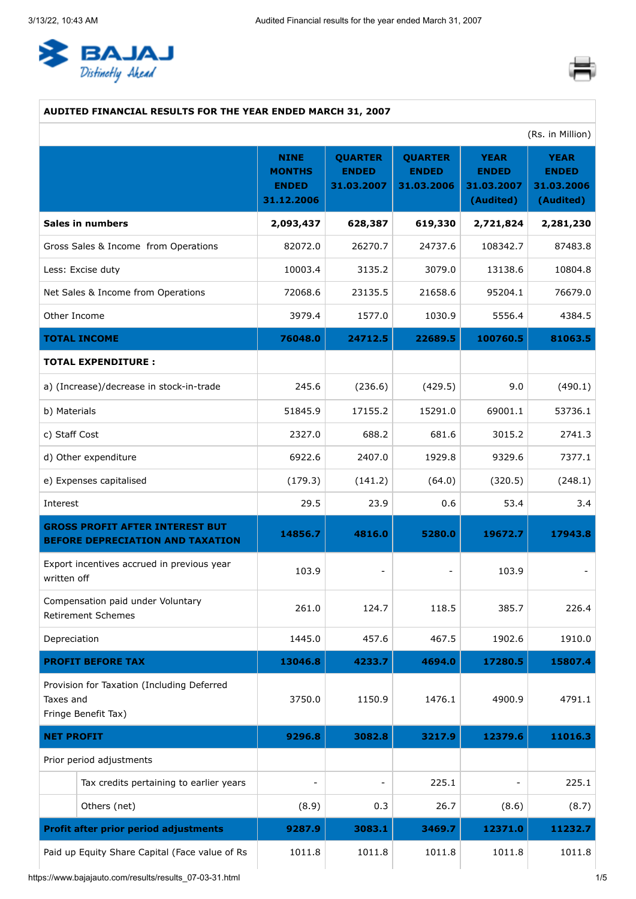# AUDITED FINANCIAL RESULTS FOR THE YEAR ENDED MARCH 31, 2007

(Rs. in Million)

| | NINE MONTHS ENDED 31.12.2006 | QUARTER ENDED 31.03.2007 | QUARTER ENDED 31.03.2006 | YEAR ENDED 31.03.2007 (Audited) | YEAR ENDED 31.03.2006 (Audited) |
|---|---|---|---|---|---|
| **Sales in numbers** | **2,093,437** | **628,387** | **619,330** | **2,721,824** | **2,281,230** |
| Gross Sales & Income from Operations | 82072.0 | 26270.7 | 24737.6 | 108342.7 | 87483.8 |
| Less: Excise duty | 10003.4 | 3135.2 | 3079.0 | 13138.6 | 10804.8 |
| Net Sales & Income from Operations | 72068.6 | 23135.5 | 21658.6 | 95204.1 | 76679.0 |
| Other Income | 3979.4 | 1577.0 | 1030.9 | 5556.4 | 4384.5 |
| **TOTAL INCOME** | **76048.0** | **24712.5** | **22689.5** | **100760.5** | **81063.5** |
| **TOTAL EXPENDITURE :** | | | | | |
| a) (Increase)/decrease in stock-in-trade | 245.6 | (236.6) | (429.5) | 9.0 | (490.1) |
| b) Materials | 51845.9 | 17155.2 | 15291.0 | 69001.1 | 53736.1 |
| c) Staff Cost | 2327.0 | 688.2 | 681.6 | 3015.2 | 2741.3 |
| d) Other expenditure | 6922.6 | 2407.0 | 1929.8 | 9329.6 | 7377.1 |
| e) Expenses capitalised | (179.3) | (141.2) | (64.0) | (320.5) | (248.1) |
| Interest | 29.5 | 23.9 | 0.6 | 53.4 | 3.4 |
| **GROSS PROFIT AFTER INTEREST BUT BEFORE DEPRECIATION AND TAXATION** | **14856.7** | **4816.0** | **5280.0** | **19672.7** | **17943.8** |
| Export incentives accrued in previous year written off | 103.9 | - | - | 103.9 | - |
| Compensation paid under Voluntary Retirement Schemes | 261.0 | 124.7 | 118.5 | 385.7 | 226.4 |
| Depreciation | 1445.0 | 457.6 | 467.5 | 1902.6 | 1910.0 |
| **PROFIT BEFORE TAX** | **13046.8** | **4233.7** | **4694.0** | **17280.5** | **15807.4** |
| Provision for Taxation (Including Deferred Taxes and Fringe Benefit Tax) | 3750.0 | 1150.9 | 1476.1 | 4900.9 | 4791.1 |
| **NET PROFIT** | **9296.8** | **3082.8** | **3217.9** | **12379.6** | **11016.3** |
| Prior period adjustments | | | | | |
| Tax credits pertaining to earlier years | - | - | 225.1 | - | 225.1 |
| Others (net) | (8.9) | 0.3 | 26.7 | (8.6) | (8.7) |
| **Profit after prior period adjustments** | **9287.9** | **3083.1** | **3469.7** | **12371.0** | **11232.7** |
| Paid up Equity Share Capital (Face value of Rs | 1011.8 | 1011.8 | 1011.8 | 1011.8 | 1011.8 |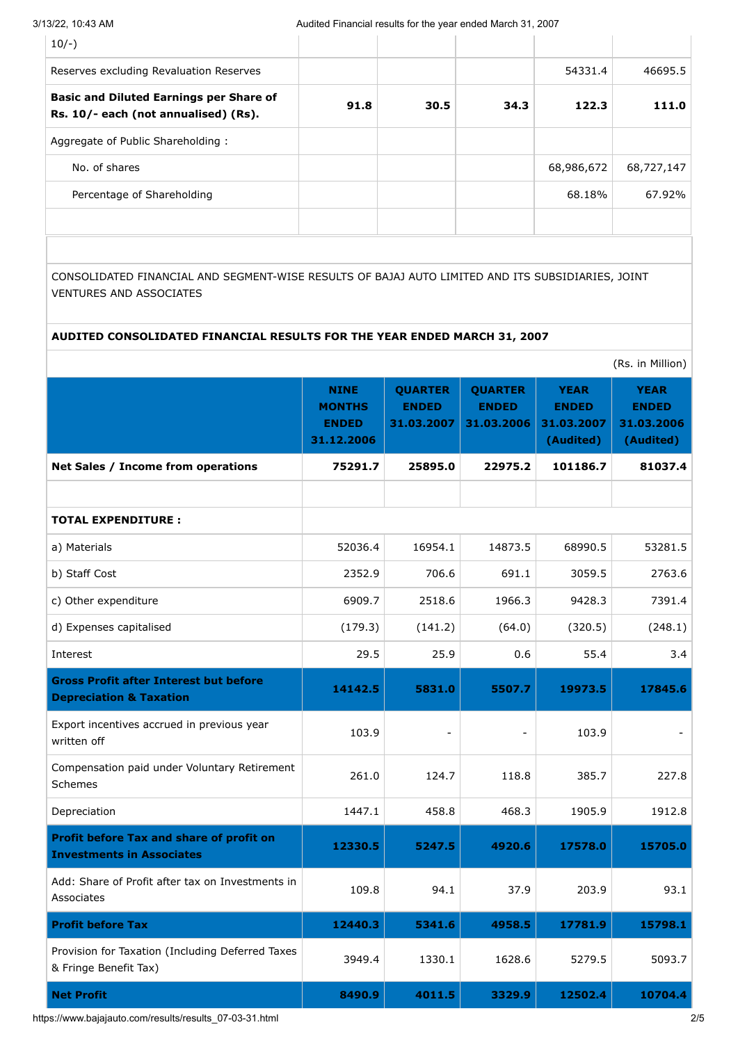| | | | | | |
|---|---|---|---|---|---|
| 10/-) | | | | | |
| Reserves excluding Revaluation Reserves | | | | 54331.4 | 46695.5 |
| **Basic and Diluted Earnings per Share of Rs. 10/- each (not annualised) (Rs).** | **91.8** | **30.5** | **34.3** | **122.3** | **111.0** |
| Aggregate of Public Shareholding : | | | | | |
| No. of shares | | | | 68,986,672 | 68,727,147 |
| Percentage of Shareholding | | | | 68.18% | 67.92% |

CONSOLIDATED FINANCIAL AND SEGMENT-WISE RESULTS OF BAJAJ AUTO LIMITED AND ITS SUBSIDIARIES, JOINT VENTURES AND ASSOCIATES

**AUDITED CONSOLIDATED FINANCIAL RESULTS FOR THE YEAR ENDED MARCH 31, 2007**

(Rs. in Million)

| | NINE MONTHS ENDED 31.12.2006 | QUARTER ENDED 31.03.2007 | QUARTER ENDED 31.03.2006 | YEAR ENDED 31.03.2007 (Audited) | YEAR ENDED 31.03.2006 (Audited) |
|---|---|---|---|---|---|
| **Net Sales / Income from operations** | **75291.7** | **25895.0** | **22975.2** | **101186.7** | **81037.4** |
| | | | | | |
| **TOTAL EXPENDITURE :** | | | | | |
| a) Materials | 52036.4 | 16954.1 | 14873.5 | 68990.5 | 53281.5 |
| b) Staff Cost | 2352.9 | 706.6 | 691.1 | 3059.5 | 2763.6 |
| c) Other expenditure | 6909.7 | 2518.6 | 1966.3 | 9428.3 | 7391.4 |
| d) Expenses capitalised | (179.3) | (141.2) | (64.0) | (320.5) | (248.1) |
| Interest | 29.5 | 25.9 | 0.6 | 55.4 | 3.4 |
| **Gross Profit after Interest but before Depreciation & Taxation** | **14142.5** | **5831.0** | **5507.7** | **19973.5** | **17845.6** |
| Export incentives accrued in previous year written off | 103.9 | - | - | 103.9 | - |
| Compensation paid under Voluntary Retirement Schemes | 261.0 | 124.7 | 118.8 | 385.7 | 227.8 |
| Depreciation | 1447.1 | 458.8 | 468.3 | 1905.9 | 1912.8 |
| **Profit before Tax and share of profit on Investments in Associates** | **12330.5** | **5247.5** | **4920.6** | **17578.0** | **15705.0** |
| Add: Share of Profit after tax on Investments in Associates | 109.8 | 94.1 | 37.9 | 203.9 | 93.1 |
| **Profit before Tax** | **12440.3** | **5341.6** | **4958.5** | **17781.9** | **15798.1** |
| Provision for Taxation (Including Deferred Taxes & Fringe Benefit Tax) | 3949.4 | 1330.1 | 1628.6 | 5279.5 | 5093.7 |
| **Net Profit** | **8490.9** | **4011.5** | **3329.9** | **12502.4** | **10704.4** |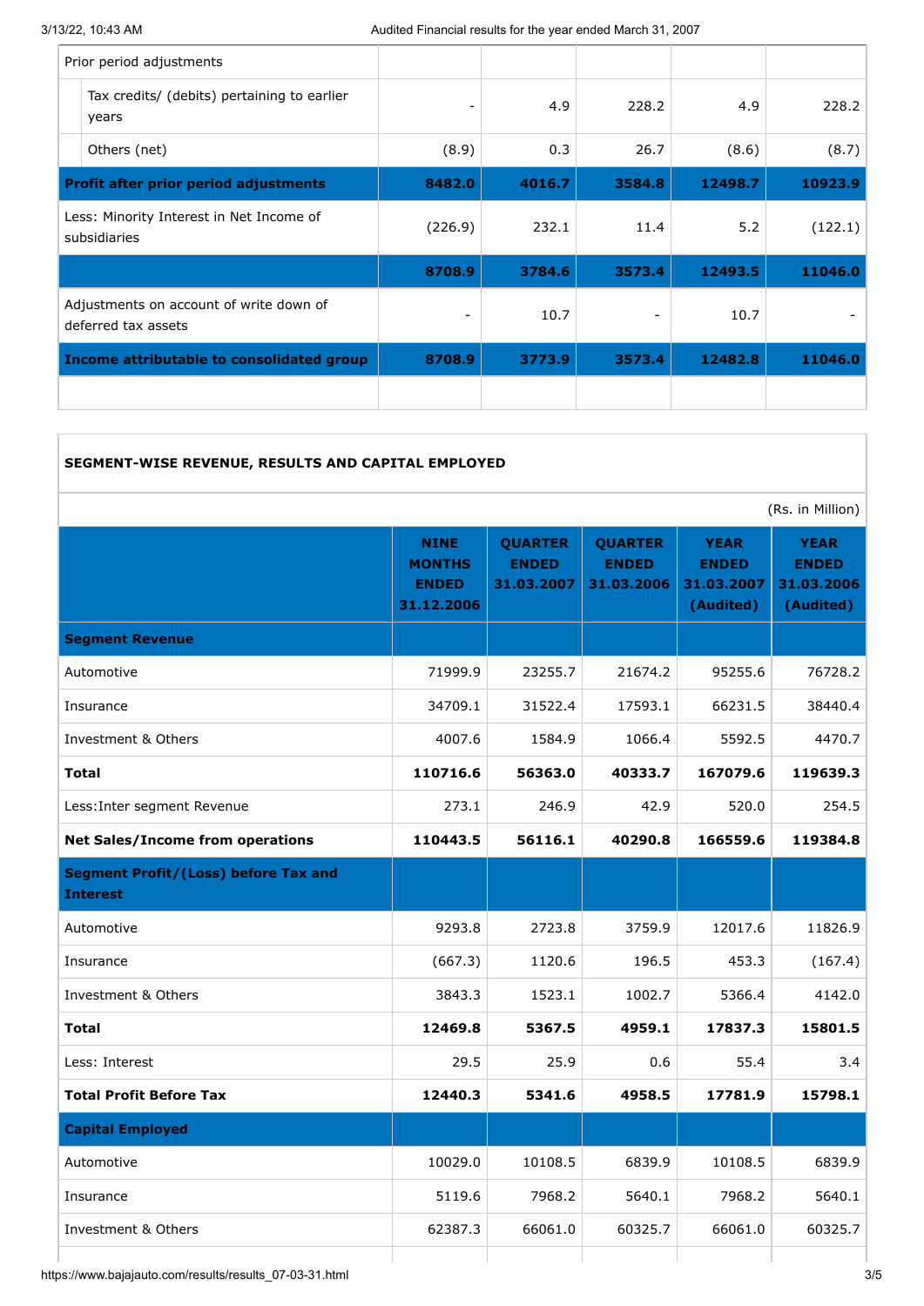| | | | | | |
|---|---|---|---|---|---|
| Prior period adjustments | | | | | |
| Tax credits/ (debits) pertaining to earlier years | - | 4.9 | 228.2 | 4.9 | 228.2 |
| Others (net) | (8.9) | 0.3 | 26.7 | (8.6) | (8.7) |
| **Profit after prior period adjustments** | **8482.0** | **4016.7** | **3584.8** | **12498.7** | **10923.9** |
| Less: Minority Interest in Net Income of subsidiaries | (226.9) | 232.1 | 11.4 | 5.2 | (122.1) |
| | **8708.9** | **3784.6** | **3573.4** | **12493.5** | **11046.0** |
| Adjustments on account of write down of deferred tax assets | - | 10.7 | - | 10.7 | - |
| **Income attributable to consolidated group** | **8708.9** | **3773.9** | **3573.4** | **12482.8** | **11046.0** |

**SEGMENT-WISE REVENUE, RESULTS AND CAPITAL EMPLOYED**

(Rs. in Million)

| | NINE MONTHS ENDED 31.12.2006 | QUARTER ENDED 31.03.2007 | QUARTER ENDED 31.03.2006 | YEAR ENDED 31.03.2007 (Audited) | YEAR ENDED 31.03.2006 (Audited) |
|---|---|---|---|---|---|
| **Segment Revenue** | | | | | |
| Automotive | 71999.9 | 23255.7 | 21674.2 | 95255.6 | 76728.2 |
| Insurance | 34709.1 | 31522.4 | 17593.1 | 66231.5 | 38440.4 |
| Investment & Others | 4007.6 | 1584.9 | 1066.4 | 5592.5 | 4470.7 |
| **Total** | **110716.6** | **56363.0** | **40333.7** | **167079.6** | **119639.3** |
| Less:Inter segment Revenue | 273.1 | 246.9 | 42.9 | 520.0 | 254.5 |
| **Net Sales/Income from operations** | **110443.5** | **56116.1** | **40290.8** | **166559.6** | **119384.8** |
| **Segment Profit/(Loss) before Tax and Interest** | | | | | |
| Automotive | 9293.8 | 2723.8 | 3759.9 | 12017.6 | 11826.9 |
| Insurance | (667.3) | 1120.6 | 196.5 | 453.3 | (167.4) |
| Investment & Others | 3843.3 | 1523.1 | 1002.7 | 5366.4 | 4142.0 |
| **Total** | **12469.8** | **5367.5** | **4959.1** | **17837.3** | **15801.5** |
| Less: Interest | 29.5 | 25.9 | 0.6 | 55.4 | 3.4 |
| **Total Profit Before Tax** | **12440.3** | **5341.6** | **4958.5** | **17781.9** | **15798.1** |
| **Capital Employed** | | | | | |
| Automotive | 10029.0 | 10108.5 | 6839.9 | 10108.5 | 6839.9 |
| Insurance | 5119.6 | 7968.2 | 5640.1 | 7968.2 | 5640.1 |
| Investment & Others | 62387.3 | 66061.0 | 60325.7 | 66061.0 | 60325.7 |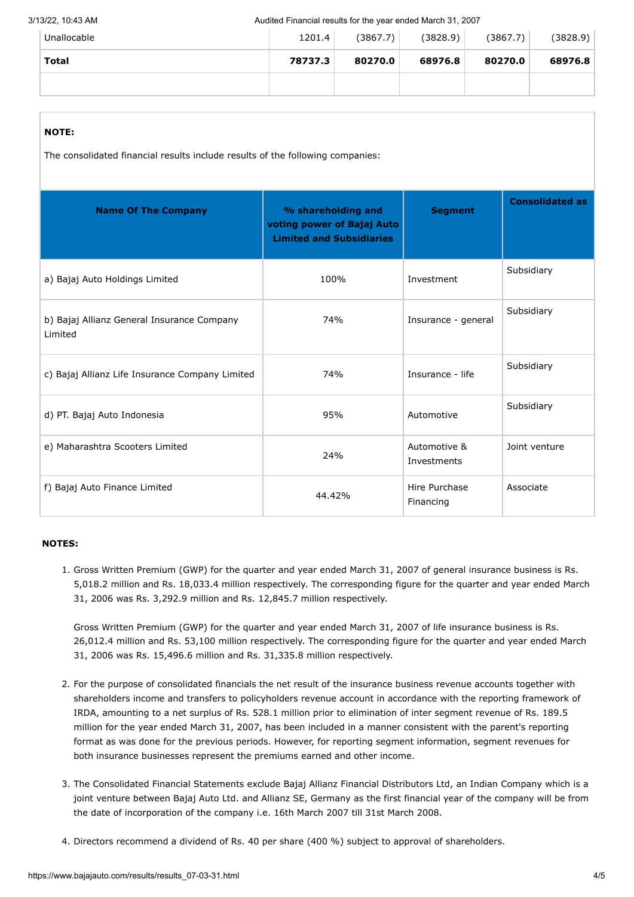| | | | | | |
|---|---|---|---|---|---|
| Unallocable | 1201.4 | (3867.7) | (3828.9) | (3867.7) | (3828.9) |
| **Total** | **78737.3** | **80270.0** | **68976.8** | **80270.0** | **68976.8** |
| | | | | | |

**NOTE:**

The consolidated financial results include results of the following companies:

| Name Of The Company | % shareholding and voting power of Bajaj Auto Limited and Subsidiaries | Segment | Consolidated as |
|---|---|---|---|
| a) Bajaj Auto Holdings Limited | 100% | Investment | Subsidiary |
| b) Bajaj Allianz General Insurance Company Limited | 74% | Insurance - general | Subsidiary |
| c) Bajaj Allianz Life Insurance Company Limited | 74% | Insurance - life | Subsidiary |
| d) PT. Bajaj Auto Indonesia | 95% | Automotive | Subsidiary |
| e) Maharashtra Scooters Limited | 24% | Automotive & Investments | Joint venture |
| f) Bajaj Auto Finance Limited | 44.42% | Hire Purchase Financing | Associate |

**NOTES:**

1. Gross Written Premium (GWP) for the quarter and year ended March 31, 2007 of general insurance business is Rs. 5,018.2 million and Rs. 18,033.4 million respectively. The corresponding figure for the quarter and year ended March 31, 2006 was Rs. 3,292.9 million and Rs. 12,845.7 million respectively.

   Gross Written Premium (GWP) for the quarter and year ended March 31, 2007 of life insurance business is Rs. 26,012.4 million and Rs. 53,100 million respectively. The corresponding figure for the quarter and year ended March 31, 2006 was Rs. 15,496.6 million and Rs. 31,335.8 million respectively.

2. For the purpose of consolidated financials the net result of the insurance business revenue accounts together with shareholders income and transfers to policyholders revenue account in accordance with the reporting framework of IRDA, amounting to a net surplus of Rs. 528.1 million prior to elimination of inter segment revenue of Rs. 189.5 million for the year ended March 31, 2007, has been included in a manner consistent with the parent's reporting format as was done for the previous periods. However, for reporting segment information, segment revenues for both insurance businesses represent the premiums earned and other income.

3. The Consolidated Financial Statements exclude Bajaj Allianz Financial Distributors Ltd, an Indian Company which is a joint venture between Bajaj Auto Ltd. and Allianz SE, Germany as the first financial year of the company will be from the date of incorporation of the company i.e. 16th March 2007 till 31st March 2008.

4. Directors recommend a dividend of Rs. 40 per share (400 %) subject to approval of shareholders.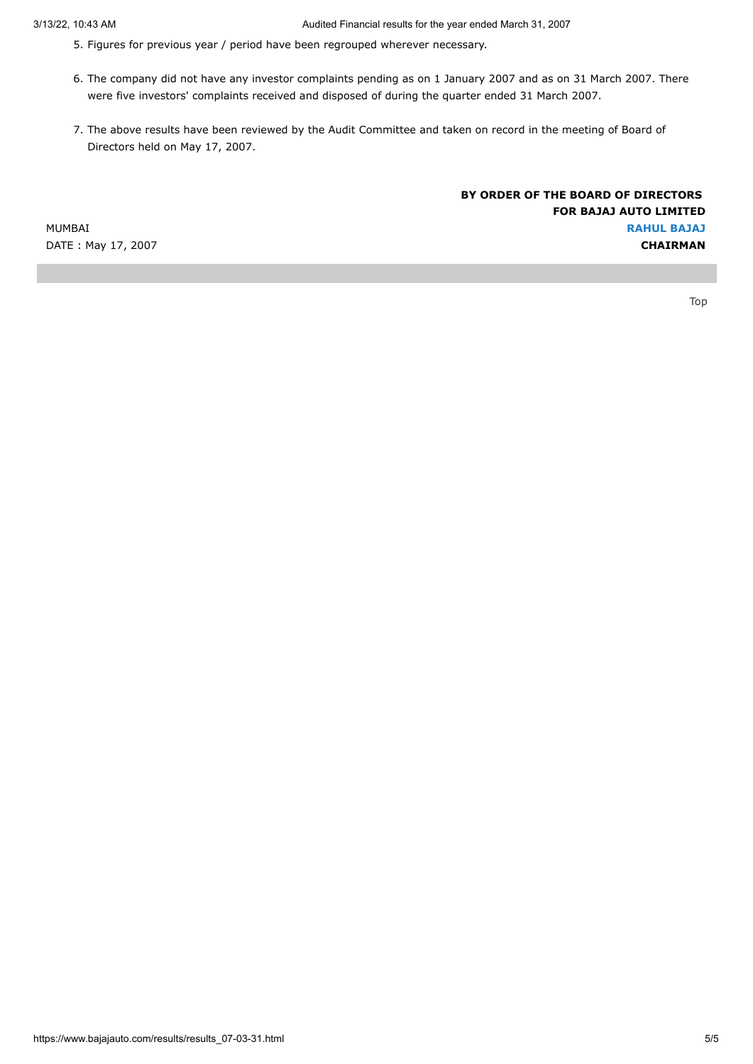5. Figures for previous year / period have been regrouped wherever necessary.

6. The company did not have any investor complaints pending as on 1 January 2007 and as on 31 March 2007. There were five investors' complaints received and disposed of during the quarter ended 31 March 2007.

7. The above results have been reviewed by the Audit Committee and taken on record in the meeting of Board of Directors held on May 17, 2007.

**BY ORDER OF THE BOARD OF DIRECTORS**
**FOR BAJAJ AUTO LIMITED**
**RAHUL BAJAJ**
**CHAIRMAN**

MUMBAI
DATE : May 17, 2007

Top